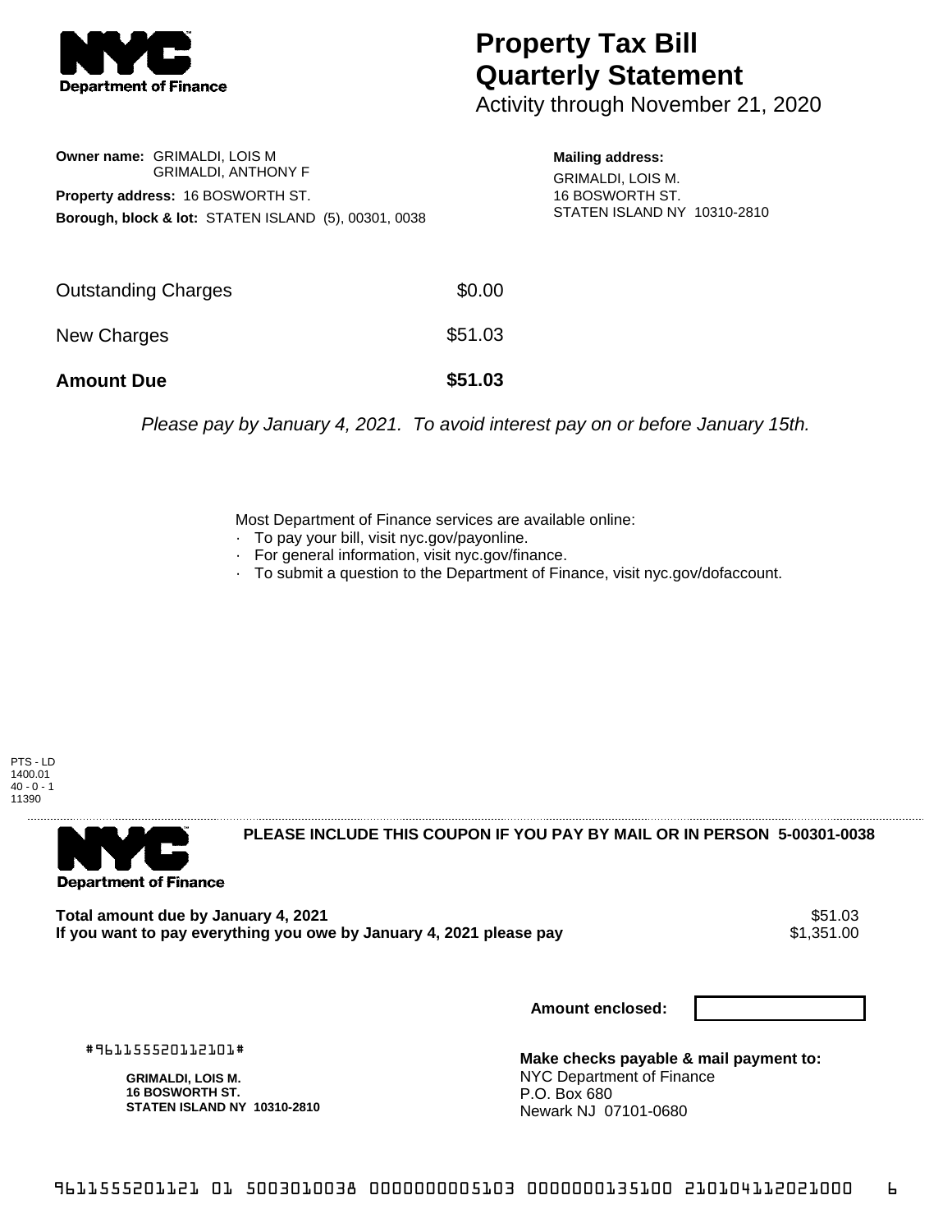# Property Tax Bill Quarterly Statement

Activity through November 21, 2020

**Owner name:** GRIMALDI, LOIS M
GRIMALDI, ANTHONY F

**Property address:** 16 BOSWORTH ST.

**Borough, block & lot:** STATEN ISLAND (5), 00301, 0038

**Mailing address:**
GRIMALDI, LOIS M.
16 BOSWORTH ST.
STATEN ISLAND NY 10310-2810

| | |
|---|---|
| Outstanding Charges | $0.00 |
| New Charges | $51.03 |
| **Amount Due** | **$51.03** |

*Please pay by January 4, 2021. To avoid interest pay on or before January 15th.*

Most Department of Finance services are available online:

- To pay your bill, visit nyc.gov/payonline.
- For general information, visit nyc.gov/finance.
- To submit a question to the Department of Finance, visit nyc.gov/dofaccount.

PTS - LD
1400.01
40 - 0 - 1
11390

**PLEASE INCLUDE THIS COUPON IF YOU PAY BY MAIL OR IN PERSON 5-00301-0038**

| | |
|---|---|
| **Total amount due by January 4, 2021** | $51.03 |
| **If you want to pay everything you owe by January 4, 2021 please pay** | $1,351.00 |

**Amount enclosed:**

#961155520112101#

**GRIMALDI, LOIS M.**
**16 BOSWORTH ST.**
**STATEN ISLAND NY 10310-2810**

**Make checks payable & mail payment to:**
NYC Department of Finance
P.O. Box 680
Newark NJ 07101-0680

9611555201121 01 5003010038 0000000005103 0000000135100 210104112021000 6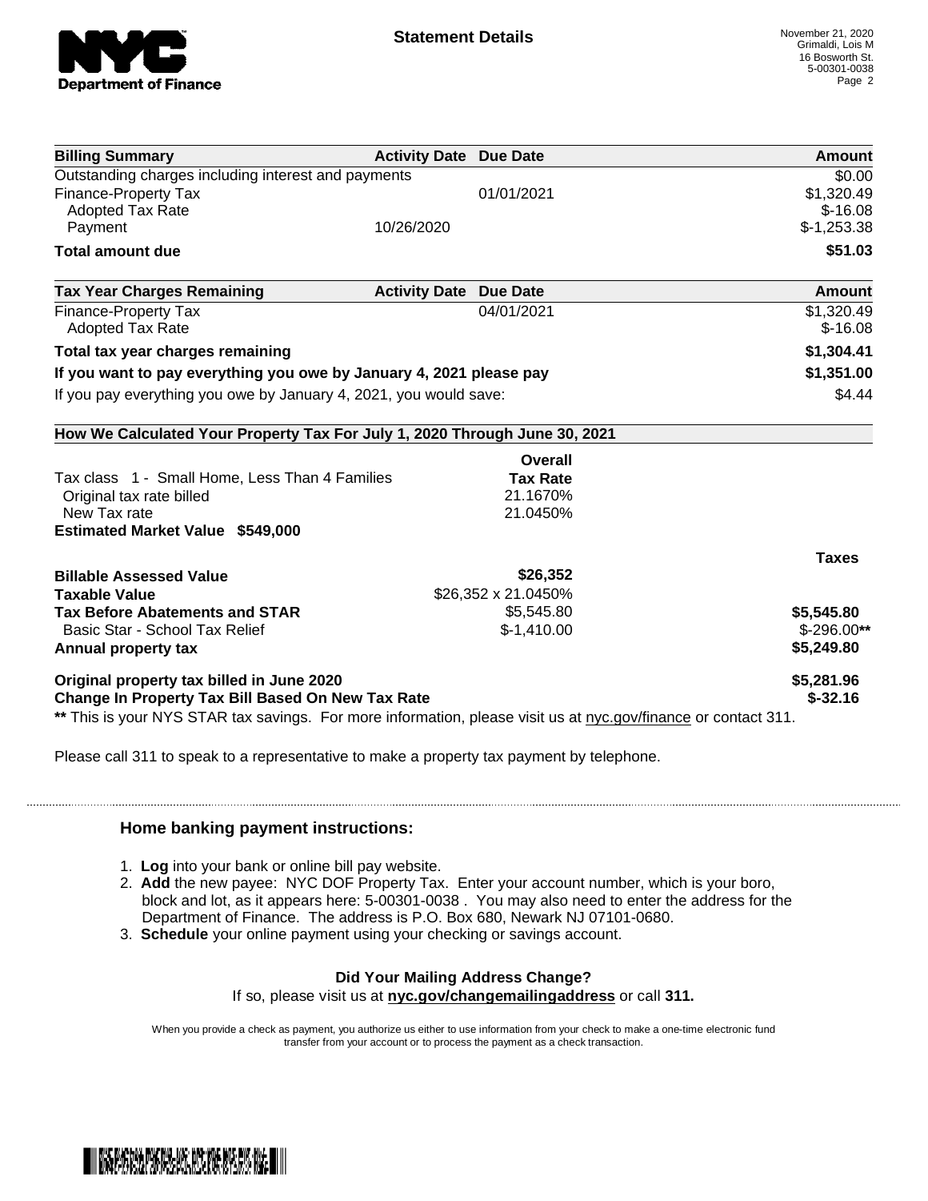**Statement Details**

November 21, 2020
Grimaldi, Lois M
16 Bosworth St.
5-00301-0038

| Billing Summary | Activity Date | Due Date | Amount |
|---|---|---|---|
| Outstanding charges including interest and payments | | | $0.00 |
| Finance-Property Tax | | 01/01/2021 | $1,320.49 |
| Adopted Tax Rate | | | $-16.08 |
| Payment | 10/26/2020 | | $-1,253.38 |
| **Total amount due** | | | **$51.03** |

| Tax Year Charges Remaining | Activity Date | Due Date | Amount |
|---|---|---|---|
| Finance-Property Tax | | 04/01/2021 | $1,320.49 |
| Adopted Tax Rate | | | $-16.08 |
| **Total tax year charges remaining** | | | **$1,304.41** |
| **If you want to pay everything you owe by January 4, 2021 please pay** | | | **$1,351.00** |
| If you pay everything you owe by January 4, 2021, you would save: | | | $4.44 |

**How We Calculated Your Property Tax For July 1, 2020 Through June 30, 2021**

| | Overall Tax Rate | |
|---|---|---|
| Tax class 1 - Small Home, Less Than 4 Families | | |
| Original tax rate billed | 21.1670% | |
| New Tax rate | 21.0450% | |
| **Estimated Market Value $549,000** | | |

| | | Taxes |
|---|---|---|
| **Billable Assessed Value** | $26,352 | |
| **Taxable Value** | $26,352 x 21.0450% | |
| **Tax Before Abatements and STAR** | $5,545.80 | **$5,545.80** |
| Basic Star - School Tax Relief | $-1,410.00 | $-296.00** |
| **Annual property tax** | | **$5,249.80** |
| **Original property tax billed in June 2020** | | **$5,281.96** |
| **Change In Property Tax Bill Based On New Tax Rate** | | **$-32.16** |

** This is your NYS STAR tax savings. For more information, please visit us at nyc.gov/finance or contact 311.

Please call 311 to speak to a representative to make a property tax payment by telephone.

### Home banking payment instructions:

1. **Log** into your bank or online bill pay website.
2. **Add** the new payee: NYC DOF Property Tax. Enter your account number, which is your boro, block and lot, as it appears here: 5-00301-0038 . You may also need to enter the address for the Department of Finance. The address is P.O. Box 680, Newark NJ 07101-0680.
3. **Schedule** your online payment using your checking or savings account.

**Did Your Mailing Address Change?**
If so, please visit us at **nyc.gov/changemailingaddress** or call **311.**

When you provide a check as payment, you authorize us either to use information from your check to make a one-time electronic fund transfer from your account or to process the payment as a check transaction.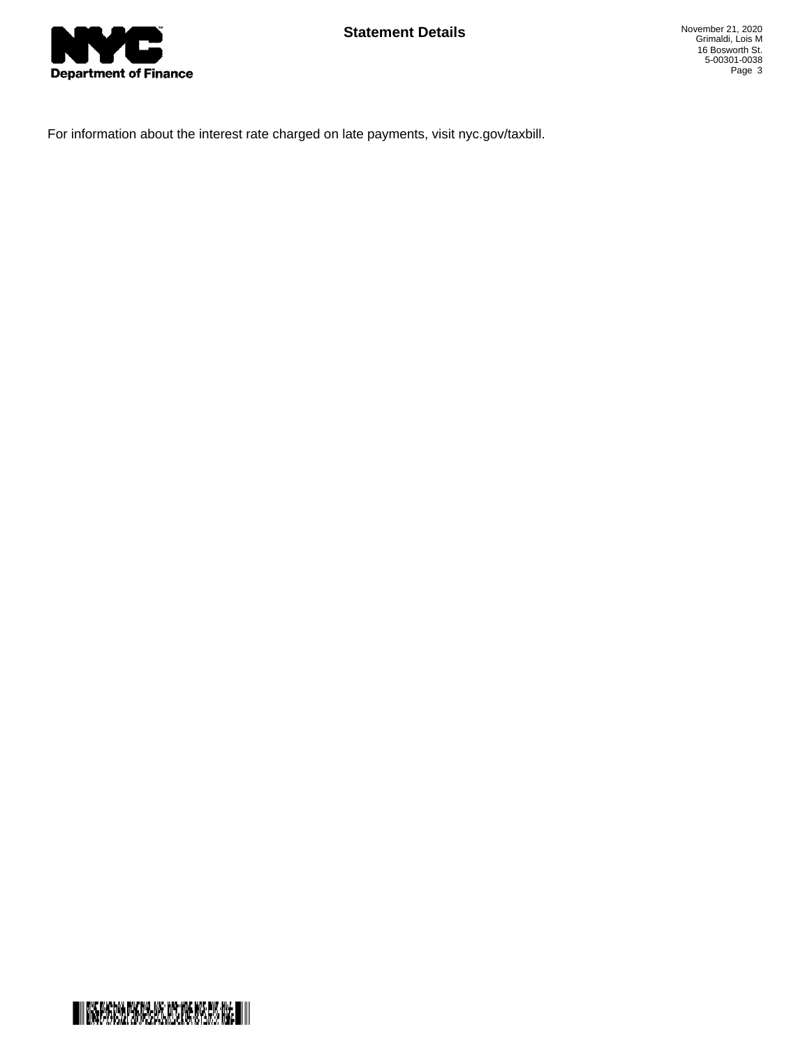For information about the interest rate charged on late payments, visit nyc.gov/taxbill.